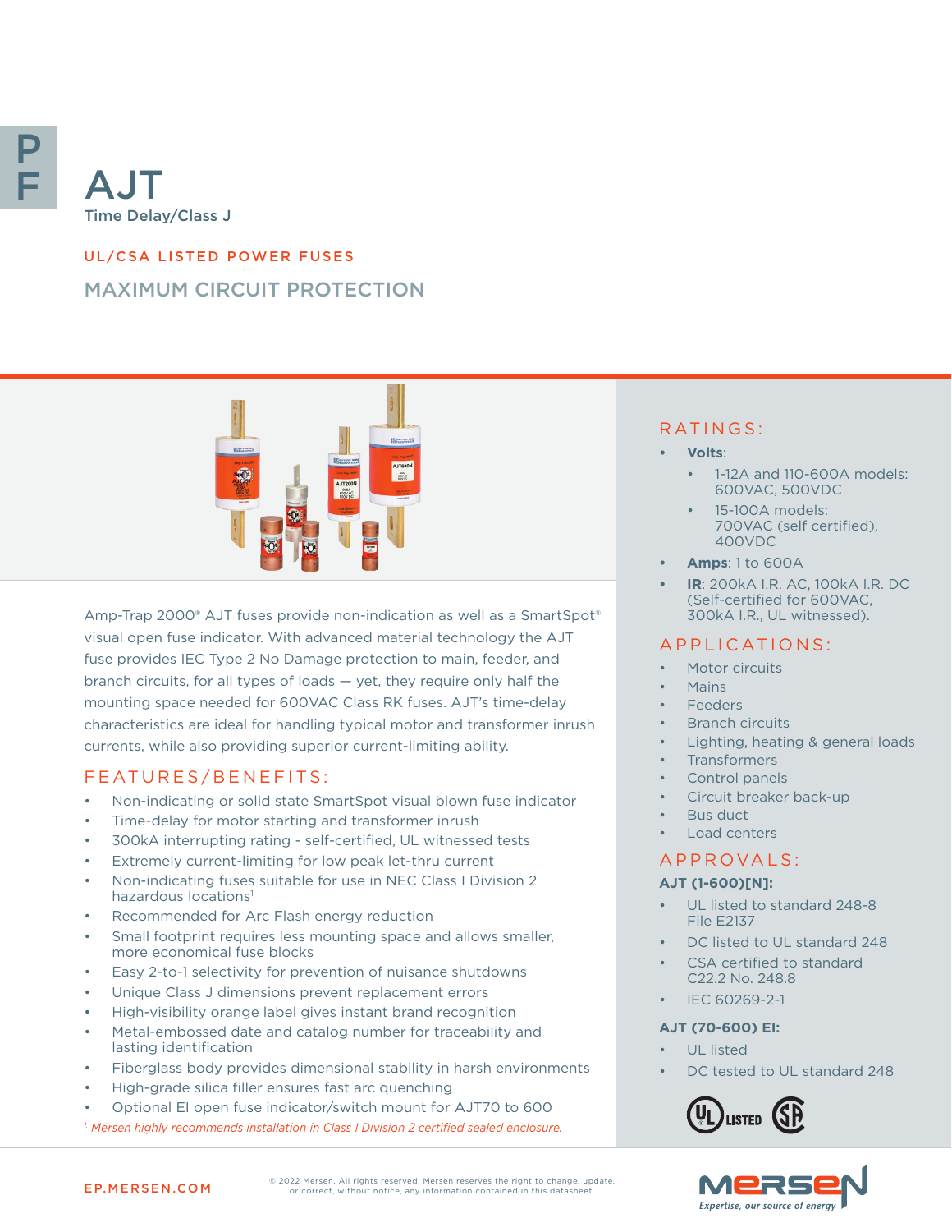# AJT

Time Delay/Class J

## UL/CSA LISTED POWER FUSES

## MAXIMUM CIRCUIT PROTECTION

Amp-Trap 2000® AJT fuses provide non-indication as well as a SmartSpot® visual open fuse indicator. With advanced material technology the AJT fuse provides IEC Type 2 No Damage protection to main, feeder, and branch circuits, for all types of loads — yet, they require only half the mounting space needed for 600VAC Class RK fuses. AJT's time-delay characteristics are ideal for handling typical motor and transformer inrush currents, while also providing superior current-limiting ability.

## FEATURES/BENEFITS:

- Non-indicating or solid state SmartSpot visual blown fuse indicator
- Time-delay for motor starting and transformer inrush
- 300kA interrupting rating - self-certified, UL witnessed tests
- Extremely current-limiting for low peak let-thru current
- Non-indicating fuses suitable for use in NEC Class I Division 2 hazardous locations[1]
- Recommended for Arc Flash energy reduction
- Small footprint requires less mounting space and allows smaller, more economical fuse blocks
- Easy 2-to-1 selectivity for prevention of nuisance shutdowns
- Unique Class J dimensions prevent replacement errors
- High-visibility orange label gives instant brand recognition
- Metal-embossed date and catalog number for traceability and lasting identification
- Fiberglass body provides dimensional stability in harsh environments
- High-grade silica filler ensures fast arc quenching
- Optional EI open fuse indicator/switch mount for AJT70 to 600

*[1] Mersen highly recommends installation in Class I Division 2 certified sealed enclosure.*

## RATINGS:

- **Volts**:
  - 1-12A and 110-600A models: 600VAC, 500VDC
  - 15-100A models: 700VAC (self certified), 400VDC
- **Amps**: 1 to 600A
- **IR**: 200kA I.R. AC, 100kA I.R. DC (Self-certified for 600VAC, 300kA I.R., UL witnessed).

## APPLICATIONS:

- Motor circuits
- Mains
- Feeders
- Branch circuits
- Lighting, heating & general loads
- Transformers
- Control panels
- Circuit breaker back-up
- Bus duct
- Load centers

## APPROVALS:

**AJT (1-600)[N]:**

- UL listed to standard 248-8 File E2137
- DC listed to UL standard 248
- CSA certified to standard C22.2 No. 248.8
- IEC 60269-2-1

**AJT (70-600) EI:**

- UL listed
- DC tested to UL standard 248

EP.MERSEN.COM

© 2022 Mersen. All rights reserved. Mersen reserves the right to change, update, or correct, without notice, any information contained in this datasheet.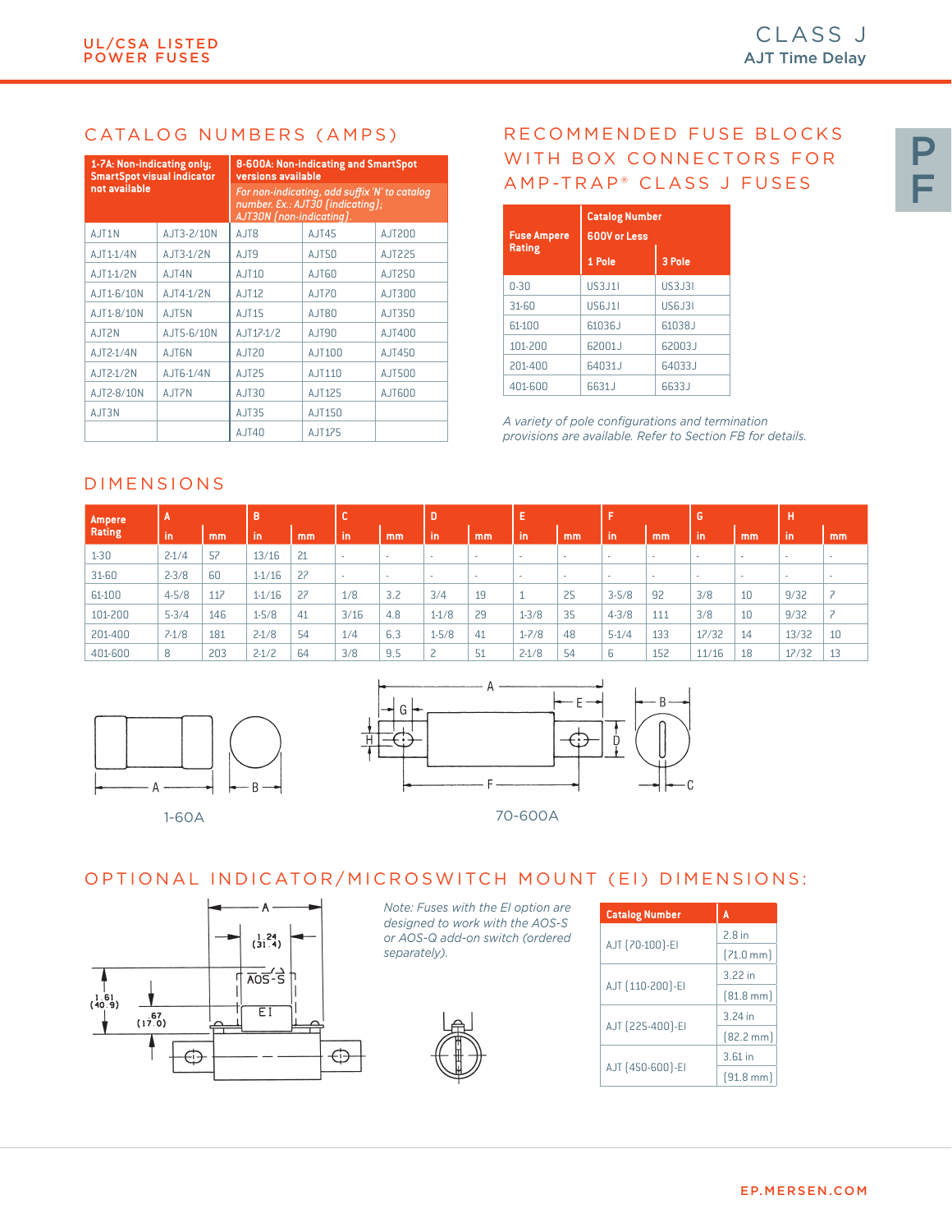## CATALOG NUMBERS (AMPS)

| 1-7A: Non-indicating only; SmartSpot visual indicator not available | | 8-600A: Non-indicating and SmartSpot versions available *For non-indicating, add suffix 'N' to catalog number. Ex.: AJT30 (indicating); AJT30N (non-indicating).* | | |
|---|---|---|---|---|
| AJT1N | AJT3-2/10N | AJT8 | AJT45 | AJT200 |
| AJT1-1/4N | AJT3-1/2N | AJT9 | AJT50 | AJT225 |
| AJT1-1/2N | AJT4N | AJT10 | AJT60 | AJT250 |
| AJT1-6/10N | AJT4-1/2N | AJT12 | AJT70 | AJT300 |
| AJT1-8/10N | AJT5N | AJT15 | AJT80 | AJT350 |
| AJT2N | AJT5-6/10N | AJT17-1/2 | AJT90 | AJT400 |
| AJT2-1/4N | AJT6N | AJT20 | AJT100 | AJT450 |
| AJT2-1/2N | AJT6-1/4N | AJT25 | AJT110 | AJT500 |
| AJT2-8/10N | AJT7N | AJT30 | AJT125 | AJT600 |
| AJT3N | | AJT35 | AJT150 | |
| | | AJT40 | AJT175 | |

## RECOMMENDED FUSE BLOCKS WITH BOX CONNECTORS FOR AMP-TRAP® CLASS J FUSES

| Fuse Ampere Rating | Catalog Number 600V or Less | |
|---|---|---|
| | 1 Pole | 3 Pole |
| 0-30 | US3J1I | US3J3I |
| 31-60 | US6J1I | US6J3I |
| 61-100 | 61036J | 61038J |
| 101-200 | 62001J | 62003J |
| 201-400 | 64031J | 64033J |
| 401-600 | 6631J | 6633J |

*A variety of pole configurations and termination provisions are available. Refer to Section FB for details.*

## DIMENSIONS

| Ampere Rating | A | | B | | C | | D | | E | | F | | G | | H | |
|---|---|---|---|---|---|---|---|---|---|---|---|---|---|---|---|---|
| | in | mm | in | mm | in | mm | in | mm | in | mm | in | mm | in | mm | in | mm |
| 1-30 | 2-1/4 | 57 | 13/16 | 21 | - | - | - | - | - | - | - | - | - | - | - | - |
| 31-60 | 2-3/8 | 60 | 1-1/16 | 27 | - | - | - | - | - | - | - | - | - | - | - | - |
| 61-100 | 4-5/8 | 117 | 1-1/16 | 27 | 1/8 | 3.2 | 3/4 | 19 | 1 | 25 | 3-5/8 | 92 | 3/8 | 10 | 9/32 | 7 |
| 101-200 | 5-3/4 | 146 | 1-5/8 | 41 | 3/16 | 4.8 | 1-1/8 | 29 | 1-3/8 | 35 | 4-3/8 | 111 | 3/8 | 10 | 9/32 | 7 |
| 201-400 | 7-1/8 | 181 | 2-1/8 | 54 | 1/4 | 6.3 | 1-5/8 | 41 | 1-7/8 | 48 | 5-1/4 | 133 | 17/32 | 14 | 13/32 | 10 |
| 401-600 | 8 | 203 | 2-1/2 | 64 | 3/8 | 9.5 | 2 | 51 | 2-1/8 | 54 | 6 | 152 | 11/16 | 18 | 17/32 | 13 |

A
B
1-60A

A
G
E
B
H
D
F
C
70-600A

## OPTIONAL INDICATOR/MICROSWITCH MOUNT (EI) DIMENSIONS:

A
1.24
(31.4)
AOS-S
EI
1.61
(40.9)
.67
(17.0)

*Note: Fuses with the EI option are designed to work with the AOS-S or AOS-Q add-on switch (ordered separately).*

| Catalog Number | A |
|---|---|
| AJT (70-100)-EI | 2.8 in (71.0 mm) |
| AJT (110-200)-EI | 3.22 in (81.8 mm) |
| AJT (225-400)-EI | 3.24 in (82.2 mm) |
| AJT (450-600)-EI | 3.61 in (91.8 mm) |